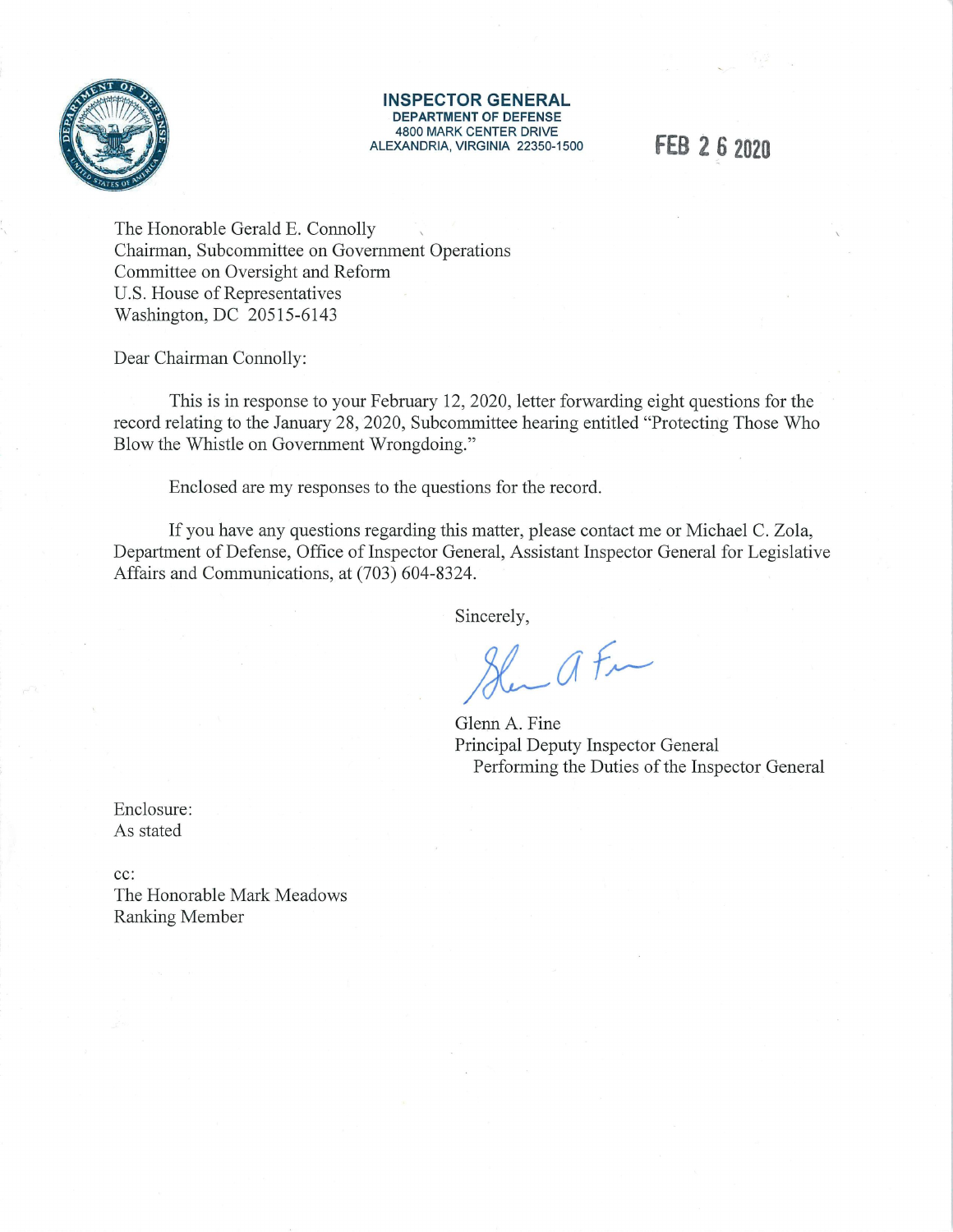**INSPECTOR GENERAL**
**DEPARTMENT OF DEFENSE**
4800 MARK CENTER DRIVE
ALEXANDRIA, VIRGINIA 22350-1500

FEB 26 2020

The Honorable Gerald E. Connolly
Chairman, Subcommittee on Government Operations
Committee on Oversight and Reform
U.S. House of Representatives
Washington, DC 20515-6143

Dear Chairman Connolly:

This is in response to your February 12, 2020, letter forwarding eight questions for the record relating to the January 28, 2020, Subcommittee hearing entitled "Protecting Those Who Blow the Whistle on Government Wrongdoing."

Enclosed are my responses to the questions for the record.

If you have any questions regarding this matter, please contact me or Michael C. Zola, Department of Defense, Office of Inspector General, Assistant Inspector General for Legislative Affairs and Communications, at (703) 604-8324.

Sincerely,

Glenn A. Fine
Principal Deputy Inspector General
Performing the Duties of the Inspector General

Enclosure:
As stated

cc:
The Honorable Mark Meadows
Ranking Member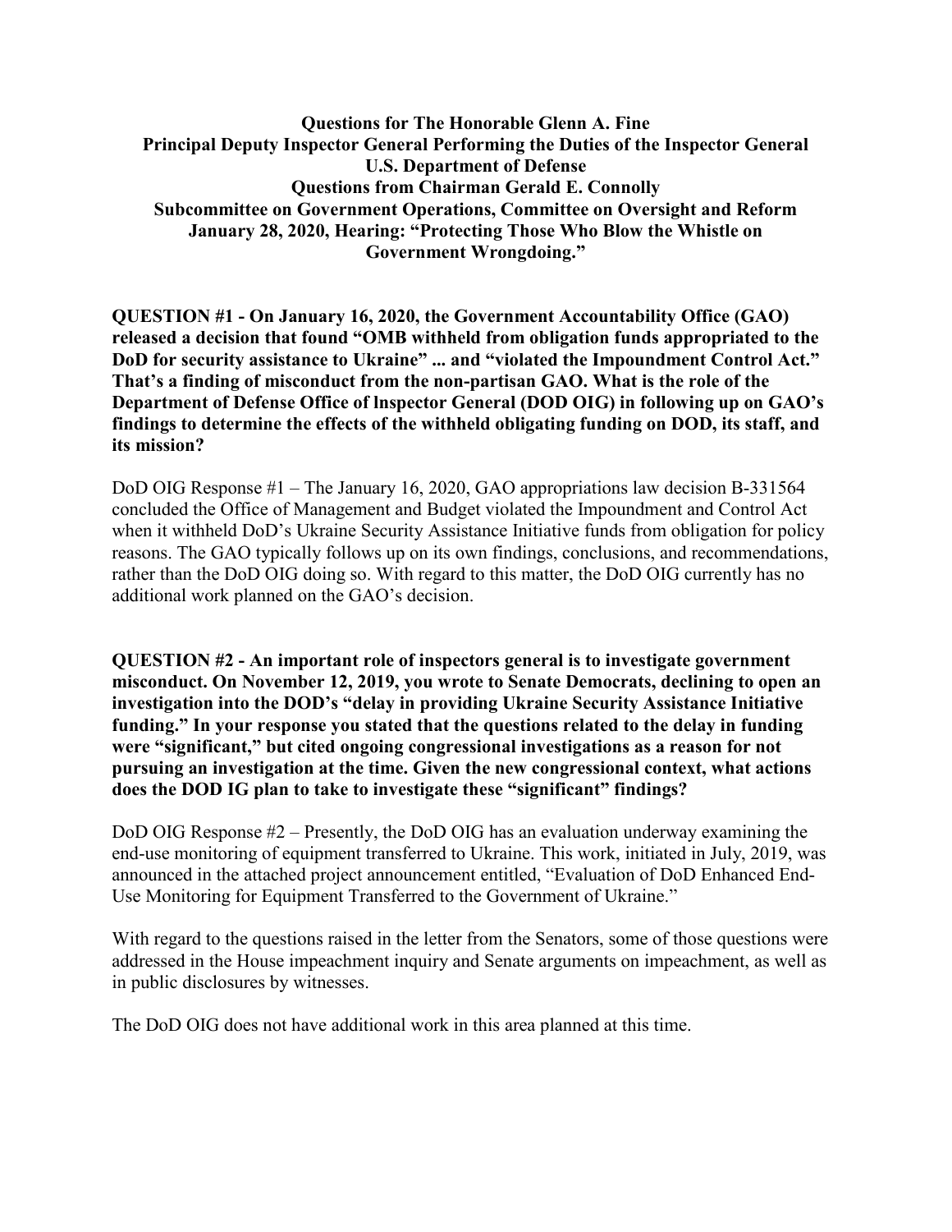**Questions for The Honorable Glenn A. Fine**
**Principal Deputy Inspector General Performing the Duties of the Inspector General**
**U.S. Department of Defense**
**Questions from Chairman Gerald E. Connolly**
**Subcommittee on Government Operations, Committee on Oversight and Reform**
**January 28, 2020, Hearing: "Protecting Those Who Blow the Whistle on Government Wrongdoing."**

**QUESTION #1 - On January 16, 2020, the Government Accountability Office (GAO) released a decision that found "OMB withheld from obligation funds appropriated to the DoD for security assistance to Ukraine" ... and "violated the Impoundment Control Act." That's a finding of misconduct from the non-partisan GAO. What is the role of the Department of Defense Office of lnspector General (DOD OIG) in following up on GAO's findings to determine the effects of the withheld obligating funding on DOD, its staff, and its mission?**

DoD OIG Response #1 – The January 16, 2020, GAO appropriations law decision B-331564 concluded the Office of Management and Budget violated the Impoundment and Control Act when it withheld DoD's Ukraine Security Assistance Initiative funds from obligation for policy reasons. The GAO typically follows up on its own findings, conclusions, and recommendations, rather than the DoD OIG doing so. With regard to this matter, the DoD OIG currently has no additional work planned on the GAO's decision.

**QUESTION #2 - An important role of inspectors general is to investigate government misconduct. On November 12, 2019, you wrote to Senate Democrats, declining to open an investigation into the DOD's "delay in providing Ukraine Security Assistance Initiative funding." In your response you stated that the questions related to the delay in funding were "significant," but cited ongoing congressional investigations as a reason for not pursuing an investigation at the time. Given the new congressional context, what actions does the DOD IG plan to take to investigate these "significant" findings?**

DoD OIG Response #2 – Presently, the DoD OIG has an evaluation underway examining the end-use monitoring of equipment transferred to Ukraine. This work, initiated in July, 2019, was announced in the attached project announcement entitled, "Evaluation of DoD Enhanced End-Use Monitoring for Equipment Transferred to the Government of Ukraine."

With regard to the questions raised in the letter from the Senators, some of those questions were addressed in the House impeachment inquiry and Senate arguments on impeachment, as well as in public disclosures by witnesses.

The DoD OIG does not have additional work in this area planned at this time.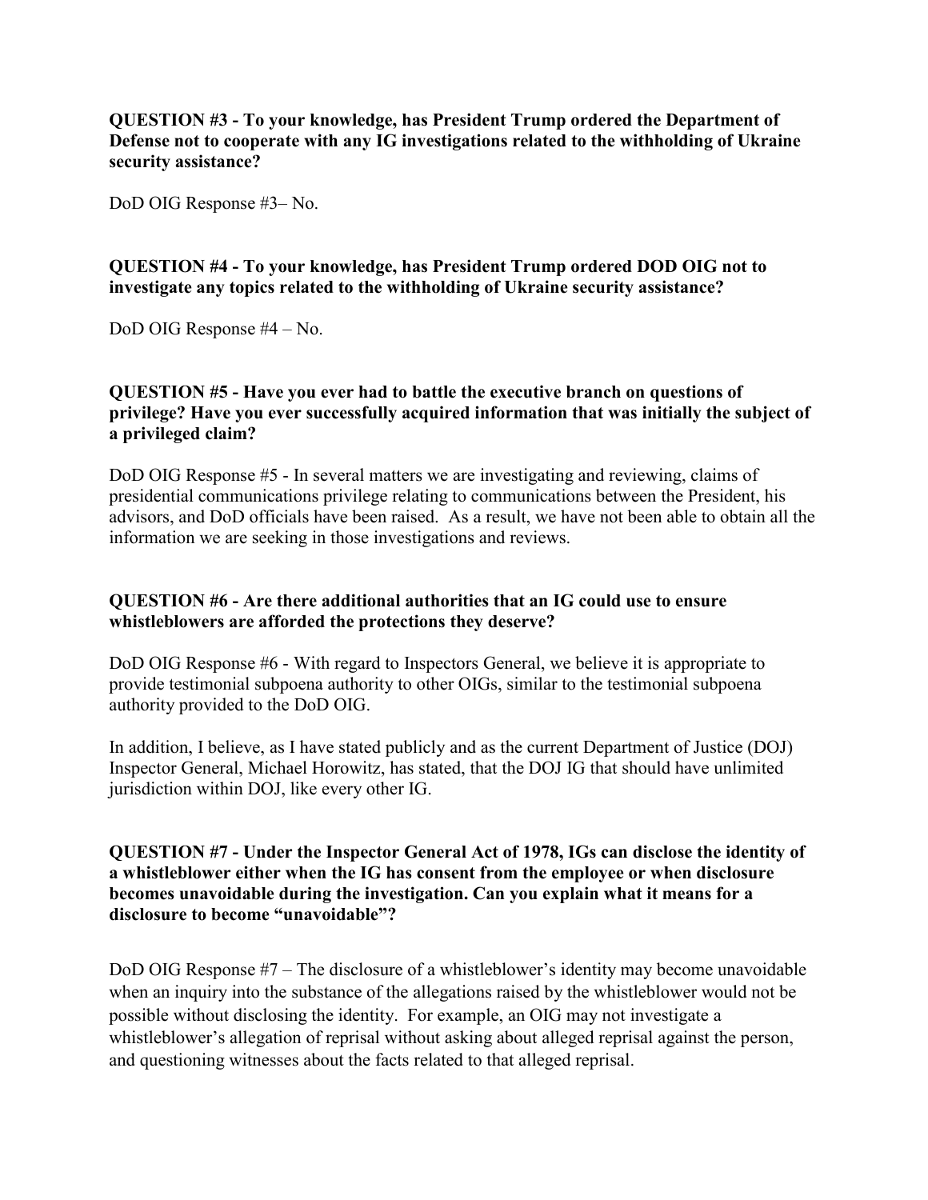**QUESTION #3 - To your knowledge, has President Trump ordered the Department of Defense not to cooperate with any IG investigations related to the withholding of Ukraine security assistance?**

DoD OIG Response #3– No.

**QUESTION #4 - To your knowledge, has President Trump ordered DOD OIG not to investigate any topics related to the withholding of Ukraine security assistance?**

DoD OIG Response #4 – No.

**QUESTION #5 - Have you ever had to battle the executive branch on questions of privilege? Have you ever successfully acquired information that was initially the subject of a privileged claim?**

DoD OIG Response #5 - In several matters we are investigating and reviewing, claims of presidential communications privilege relating to communications between the President, his advisors, and DoD officials have been raised. As a result, we have not been able to obtain all the information we are seeking in those investigations and reviews.

**QUESTION #6 - Are there additional authorities that an IG could use to ensure whistleblowers are afforded the protections they deserve?**

DoD OIG Response #6 - With regard to Inspectors General, we believe it is appropriate to provide testimonial subpoena authority to other OIGs, similar to the testimonial subpoena authority provided to the DoD OIG.

In addition, I believe, as I have stated publicly and as the current Department of Justice (DOJ) Inspector General, Michael Horowitz, has stated, that the DOJ IG that should have unlimited jurisdiction within DOJ, like every other IG.

**QUESTION #7 - Under the Inspector General Act of 1978, IGs can disclose the identity of a whistleblower either when the IG has consent from the employee or when disclosure becomes unavoidable during the investigation. Can you explain what it means for a disclosure to become "unavoidable"?**

DoD OIG Response #7 – The disclosure of a whistleblower's identity may become unavoidable when an inquiry into the substance of the allegations raised by the whistleblower would not be possible without disclosing the identity. For example, an OIG may not investigate a whistleblower's allegation of reprisal without asking about alleged reprisal against the person, and questioning witnesses about the facts related to that alleged reprisal.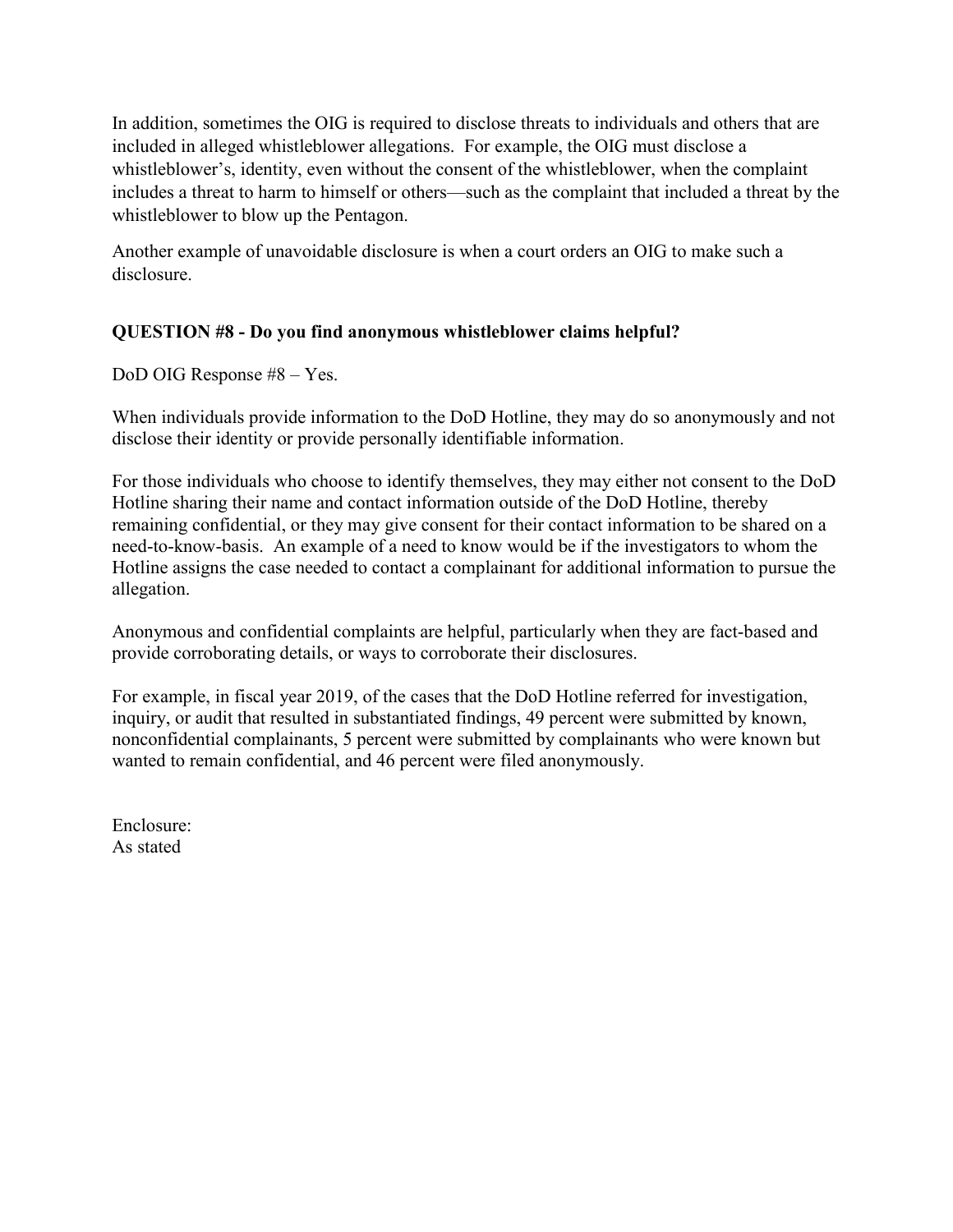In addition, sometimes the OIG is required to disclose threats to individuals and others that are included in alleged whistleblower allegations. For example, the OIG must disclose a whistleblower's, identity, even without the consent of the whistleblower, when the complaint includes a threat to harm to himself or others—such as the complaint that included a threat by the whistleblower to blow up the Pentagon.

Another example of unavoidable disclosure is when a court orders an OIG to make such a disclosure.

**QUESTION #8 - Do you find anonymous whistleblower claims helpful?**

DoD OIG Response #8 – Yes.

When individuals provide information to the DoD Hotline, they may do so anonymously and not disclose their identity or provide personally identifiable information.

For those individuals who choose to identify themselves, they may either not consent to the DoD Hotline sharing their name and contact information outside of the DoD Hotline, thereby remaining confidential, or they may give consent for their contact information to be shared on a need-to-know-basis. An example of a need to know would be if the investigators to whom the Hotline assigns the case needed to contact a complainant for additional information to pursue the allegation.

Anonymous and confidential complaints are helpful, particularly when they are fact-based and provide corroborating details, or ways to corroborate their disclosures.

For example, in fiscal year 2019, of the cases that the DoD Hotline referred for investigation, inquiry, or audit that resulted in substantiated findings, 49 percent were submitted by known, nonconfidential complainants, 5 percent were submitted by complainants who were known but wanted to remain confidential, and 46 percent were filed anonymously.

Enclosure:
As stated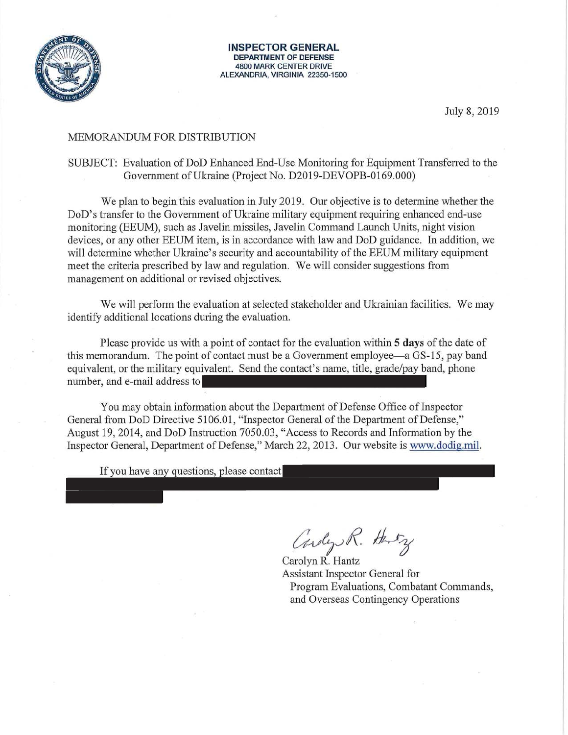**INSPECTOR GENERAL**
**DEPARTMENT OF DEFENSE**
**4800 MARK CENTER DRIVE**
**ALEXANDRIA, VIRGINIA 22350-1500**

July 8, 2019

MEMORANDUM FOR DISTRIBUTION

SUBJECT: Evaluation of DoD Enhanced End-Use Monitoring for Equipment Transferred to the Government of Ukraine (Project No. D2019-DEVOPB-0169.000)

We plan to begin this evaluation in July 2019. Our objective is to determine whether the DoD's transfer to the Government of Ukraine military equipment requiring enhanced end-use monitoring (EEUM), such as Javelin missiles, Javelin Command Launch Units, night vision devices, or any other EEUM item, is in accordance with law and DoD guidance. In addition, we will determine whether Ukraine's security and accountability of the EEUM military equipment meet the criteria prescribed by law and regulation. We will consider suggestions from management on additional or revised objectives.

We will perform the evaluation at selected stakeholder and Ukrainian facilities. We may identify additional locations during the evaluation.

Please provide us with a point of contact for the evaluation within **5 days** of the date of this memorandum. The point of contact must be a Government employee—a GS-15, pay band equivalent, or the military equivalent. Send the contact's name, title, grade/pay band, phone number, and e-mail address to [REDACTED]

You may obtain information about the Department of Defense Office of Inspector General from DoD Directive 5106.01, "Inspector General of the Department of Defense," August 19, 2014, and DoD Instruction 7050.03, "Access to Records and Information by the Inspector General, Department of Defense," March 22, 2013. Our website is www.dodig.mil.

If you have any questions, please contact [REDACTED]

Carolyn R. Hantz
Assistant Inspector General for
Program Evaluations, Combatant Commands,
and Overseas Contingency Operations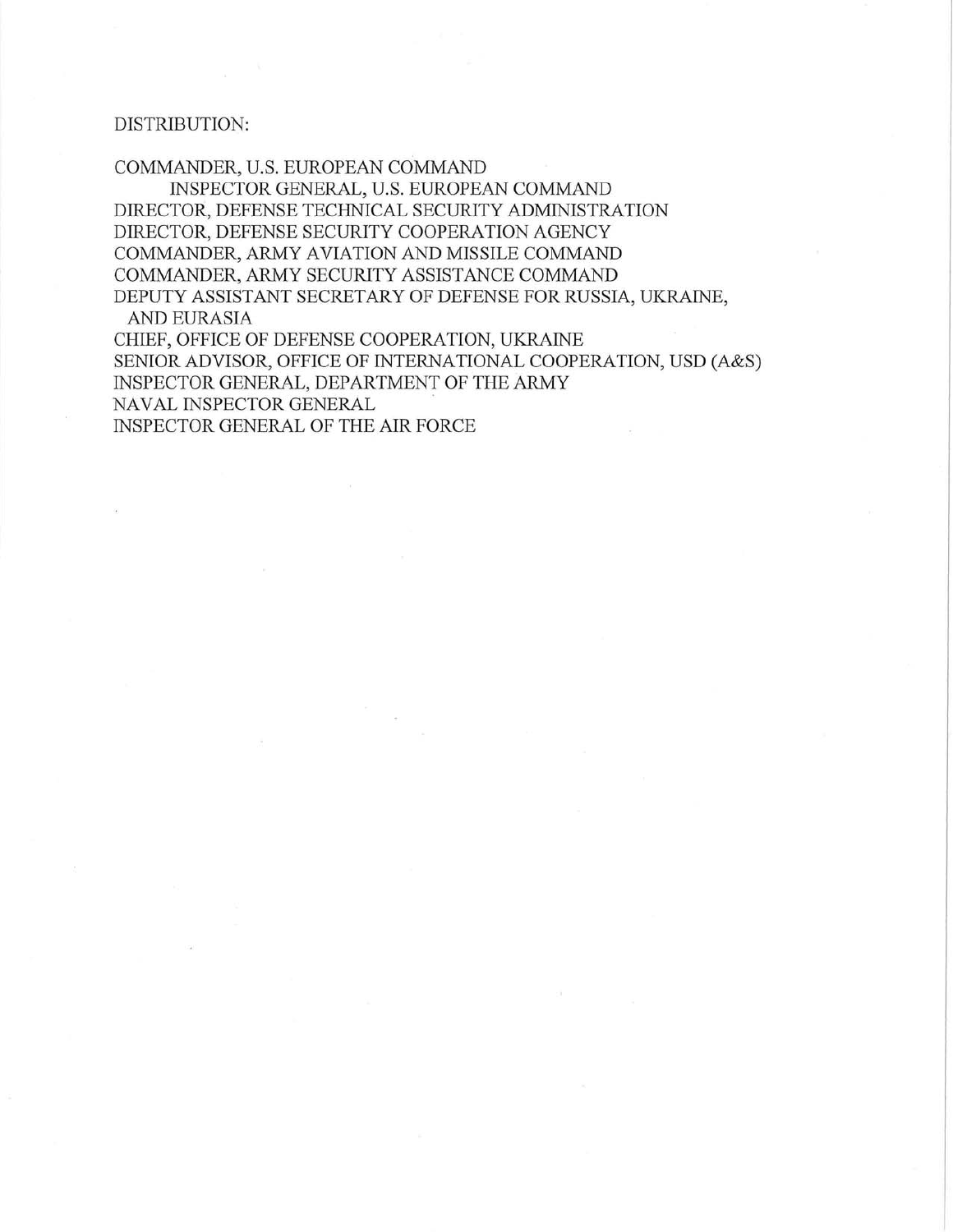DISTRIBUTION:

COMMANDER, U.S. EUROPEAN COMMAND
    INSPECTOR GENERAL, U.S. EUROPEAN COMMAND
DIRECTOR, DEFENSE TECHNICAL SECURITY ADMINISTRATION
DIRECTOR, DEFENSE SECURITY COOPERATION AGENCY
COMMANDER, ARMY AVIATION AND MISSILE COMMAND
COMMANDER, ARMY SECURITY ASSISTANCE COMMAND
DEPUTY ASSISTANT SECRETARY OF DEFENSE FOR RUSSIA, UKRAINE, AND EURASIA
CHIEF, OFFICE OF DEFENSE COOPERATION, UKRAINE
SENIOR ADVISOR, OFFICE OF INTERNATIONAL COOPERATION, USD (A&S)
INSPECTOR GENERAL, DEPARTMENT OF THE ARMY
NAVAL INSPECTOR GENERAL
INSPECTOR GENERAL OF THE AIR FORCE